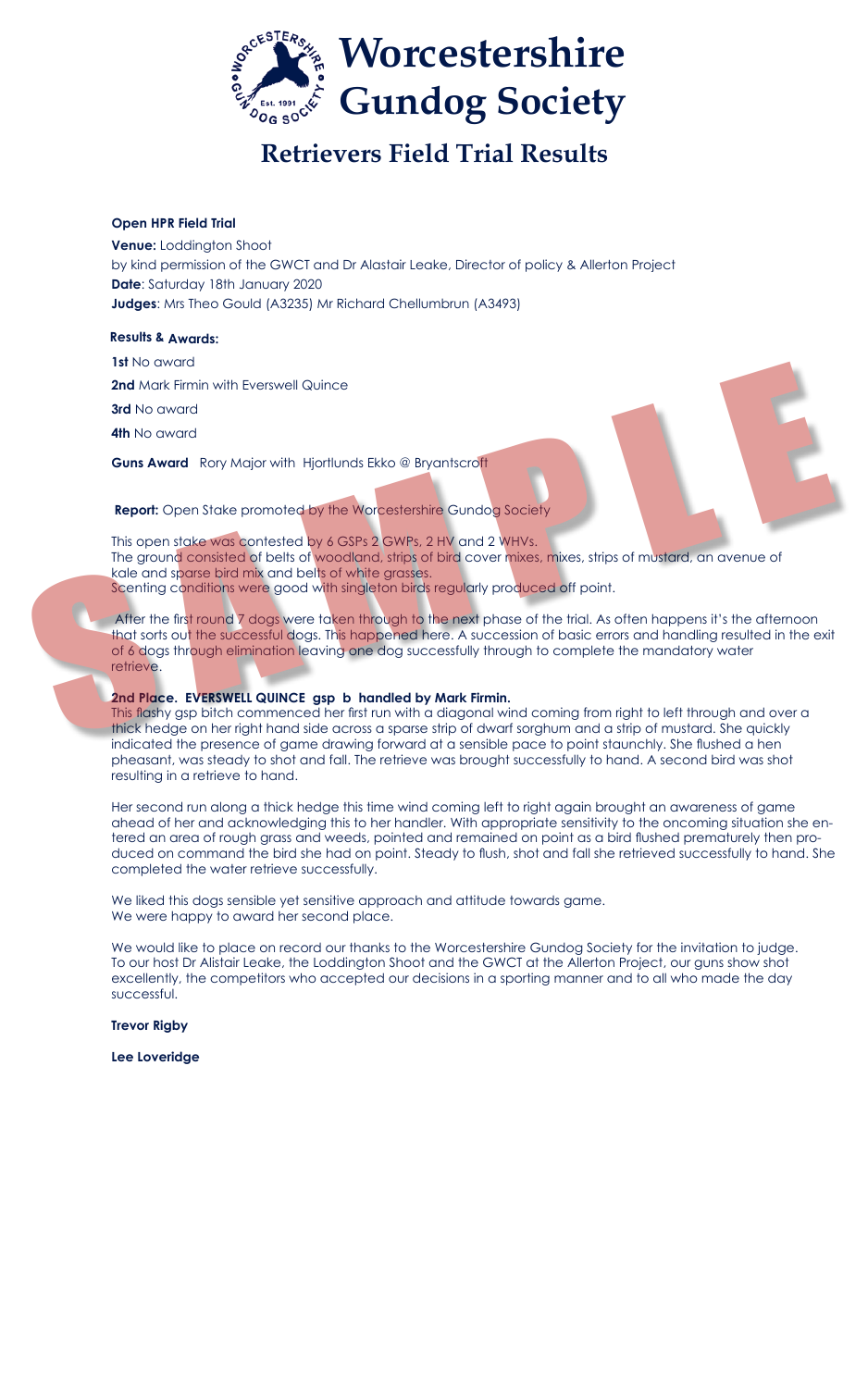# Worcestershire Gundog Society

## Retrievers Field Trial Results

**Open HPR Field Trial**

**Venue:** Loddington Shoot

by kind permission of the GWCT and Dr Alastair Leake, Director of policy & Allerton Project

**Date**: Saturday 18th January 2020

**Judges**: Mrs Theo Gould (A3235) Mr Richard Chellumbrun (A3493)

**Results & Awards:**

**1st** No award

**2nd** Mark Firmin with Everswell Quince

**3rd** No award

**4th** No award

**Guns Award** Rory Major with Hjortlunds Ekko @ Bryantscroft

**Report:** Open Stake promoted by the Worcestershire Gundog Society

This open stake was contested by 6 GSPs 2 GWPs, 2 HV and 2 WHVs.
The ground consisted of belts of woodland, strips of bird cover mixes, mixes, strips of mustard, an avenue of kale and sparse bird mix and belts of white grasses.
Scenting conditions were good with singleton birds regularly produced off point.

After the first round 7 dogs were taken through to the next phase of the trial. As often happens it's the afternoon that sorts out the successful dogs. This happened here. A succession of basic errors and handling resulted in the exit of 6 dogs through elimination leaving one dog successfully through to complete the mandatory water retrieve.

**2nd Place. EVERSWELL QUINCE gsp b handled by Mark Firmin.**
This flashy gsp bitch commenced her first run with a diagonal wind coming from right to left through and over a thick hedge on her right hand side across a sparse strip of dwarf sorghum and a strip of mustard. She quickly indicated the presence of game drawing forward at a sensible pace to point staunchly. She flushed a hen pheasant, was steady to shot and fall. The retrieve was brought successfully to hand. A second bird was shot resulting in a retrieve to hand.

Her second run along a thick hedge this time wind coming left to right again brought an awareness of game ahead of her and acknowledging this to her handler. With appropriate sensitivity to the oncoming situation she entered an area of rough grass and weeds, pointed and remained on point as a bird flushed prematurely then produced on command the bird she had on point. Steady to flush, shot and fall she retrieved successfully to hand. She completed the water retrieve successfully.

We liked this dogs sensible yet sensitive approach and attitude towards game.
We were happy to award her second place.

We would like to place on record our thanks to the Worcestershire Gundog Society for the invitation to judge. To our host Dr Alistair Leake, the Loddington Shoot and the GWCT at the Allerton Project, our guns show shot excellently, the competitors who accepted our decisions in a sporting manner and to all who made the day successful.

**Trevor Rigby**

**Lee Loveridge**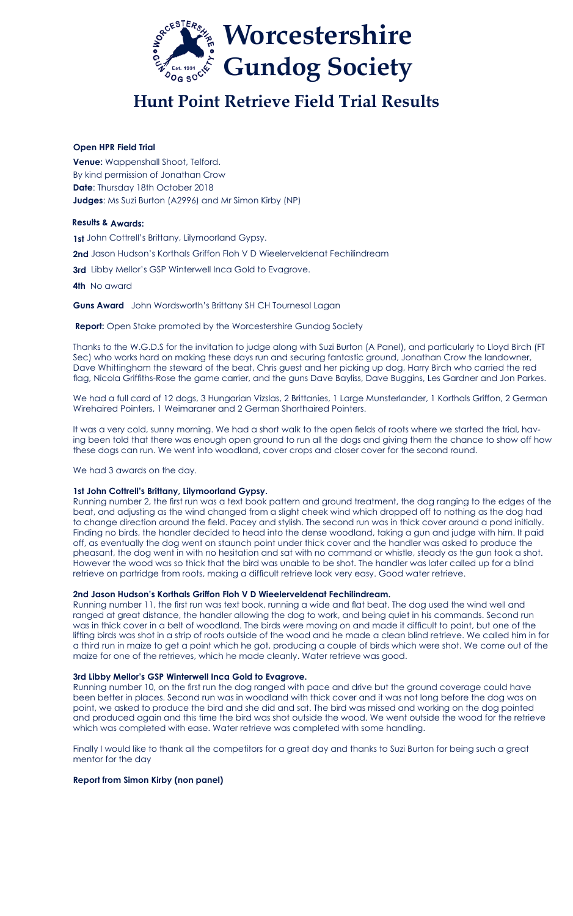# Worcestershire Gundog Society

## Hunt Point Retrieve Field Trial Results

**Open HPR Field Trial**

**Venue:** Wappenshall Shoot, Telford.
By kind permission of Jonathan Crow
**Date**: Thursday 18th October 2018
**Judges**: Ms Suzi Burton (A2996) and Mr Simon Kirby (NP)

**Results & Awards:**

**1st** John Cottrell's Brittany, Lilymoorland Gypsy.

**2nd** Jason Hudson's Korthals Griffon Floh V D Wieelerveldenat Fechilindream

**3rd** Libby Mellor's GSP Winterwell Inca Gold to Evagrove.

**4th** No award

**Guns Award** John Wordsworth's Brittany SH CH Tournesol Lagan

**Report:** Open Stake promoted by the Worcestershire Gundog Society

Thanks to the W.G.D.S for the invitation to judge along with Suzi Burton (A Panel), and particularly to Lloyd Birch (FT Sec) who works hard on making these days run and securing fantastic ground, Jonathan Crow the landowner, Dave Whittingham the steward of the beat, Chris guest and her picking up dog, Harry Birch who carried the red flag, Nicola Griffiths-Rose the game carrier, and the guns Dave Bayliss, Dave Buggins, Les Gardner and Jon Parkes.

We had a full card of 12 dogs, 3 Hungarian Vizslas, 2 Brittanies, 1 Large Munsterlander, 1 Korthals Griffon, 2 German Wirehaired Pointers, 1 Weimaraner and 2 German Shorthaired Pointers.

It was a very cold, sunny morning. We had a short walk to the open fields of roots where we started the trial, having been told that there was enough open ground to run all the dogs and giving them the chance to show off how these dogs can run. We went into woodland, cover crops and closer cover for the second round.

We had 3 awards on the day.

**1st John Cottrell's Brittany, Lilymoorland Gypsy.**

Running number 2, the first run was a text book pattern and ground treatment, the dog ranging to the edges of the beat, and adjusting as the wind changed from a slight cheek wind which dropped off to nothing as the dog had to change direction around the field. Pacey and stylish. The second run was in thick cover around a pond initially. Finding no birds, the handler decided to head into the dense woodland, taking a gun and judge with him. It paid off, as eventually the dog went on staunch point under thick cover and the handler was asked to produce the pheasant, the dog went in with no hesitation and sat with no command or whistle, steady as the gun took a shot. However the wood was so thick that the bird was unable to be shot. The handler was later called up for a blind retrieve on partridge from roots, making a difficult retrieve look very easy. Good water retrieve.

**2nd Jason Hudson's Korthals Griffon Floh V D Wieelerveldenat Fechilindream.**

Running number 11, the first run was text book, running a wide and flat beat. The dog used the wind well and ranged at great distance, the handler allowing the dog to work, and being quiet in his commands. Second run was in thick cover in a belt of woodland. The birds were moving on and made it difficult to point, but one of the lifting birds was shot in a strip of roots outside of the wood and he made a clean blind retrieve. We called him in for a third run in maize to get a point which he got, producing a couple of birds which were shot. We come out of the maize for one of the retrieves, which he made cleanly. Water retrieve was good.

**3rd Libby Mellor's GSP Winterwell Inca Gold to Evagrove.**

Running number 10, on the first run the dog ranged with pace and drive but the ground coverage could have been better in places. Second run was in woodland with thick cover and it was not long before the dog was on point, we asked to produce the bird and she did and sat. The bird was missed and working on the dog pointed and produced again and this time the bird was shot outside the wood. We went outside the wood for the retrieve which was completed with ease. Water retrieve was completed with some handling.

Finally I would like to thank all the competitors for a great day and thanks to Suzi Burton for being such a great mentor for the day

**Report from Simon Kirby (non panel)**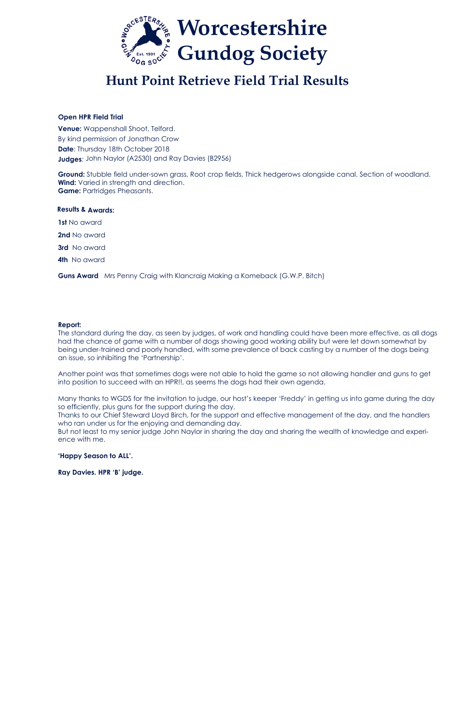# Worcestershire Gundog Society

## Hunt Point Retrieve Field Trial Results

**Open HPR Field Trial**

**Venue:** Wappenshall Shoot, Telford.
By kind permission of Jonathan Crow
**Date**: Thursday 18th October 2018
**Judges**: John Naylor (A2530) and Ray Davies (B2956)

**Ground:** Stubble field under-sown grass, Root crop fields, Thick hedgerows alongside canal, Section of woodland.
**Wind:** Varied in strength and direction.
**Game:** Partridges Pheasants.

**Results & Awards:**

**1st** No award

**2nd** No award

**3rd** No award

**4th** No award

**Guns Award** Mrs Penny Craig with Klancraig Making a Komeback (G.W.P. Bitch)

**Report:**

The standard during the day, as seen by judges, of work and handling could have been more effective, as all dogs had the chance of game with a number of dogs showing good working ability but were let down somewhat by being under-trained and poorly handled, with some prevalence of back casting by a number of the dogs being an issue, so inhibiting the 'Partnership'.

Another point was that sometimes dogs were not able to hold the game so not allowing handler and guns to get into position to succeed with an HPR!!, as seems the dogs had their own agenda.

Many thanks to WGDS for the invitation to judge, our host's keeper 'Freddy' in getting us into game during the day so efficiently, plus guns for the support during the day.
Thanks to our Chief Steward Lloyd Birch, for the support and effective management of the day, and the handlers who ran under us for the enjoying and demanding day.
But not least to my senior judge John Naylor in sharing the day and sharing the wealth of knowledge and experience with me.

**'Happy Season to ALL'.**

**Ray Davies. HPR 'B' judge.**